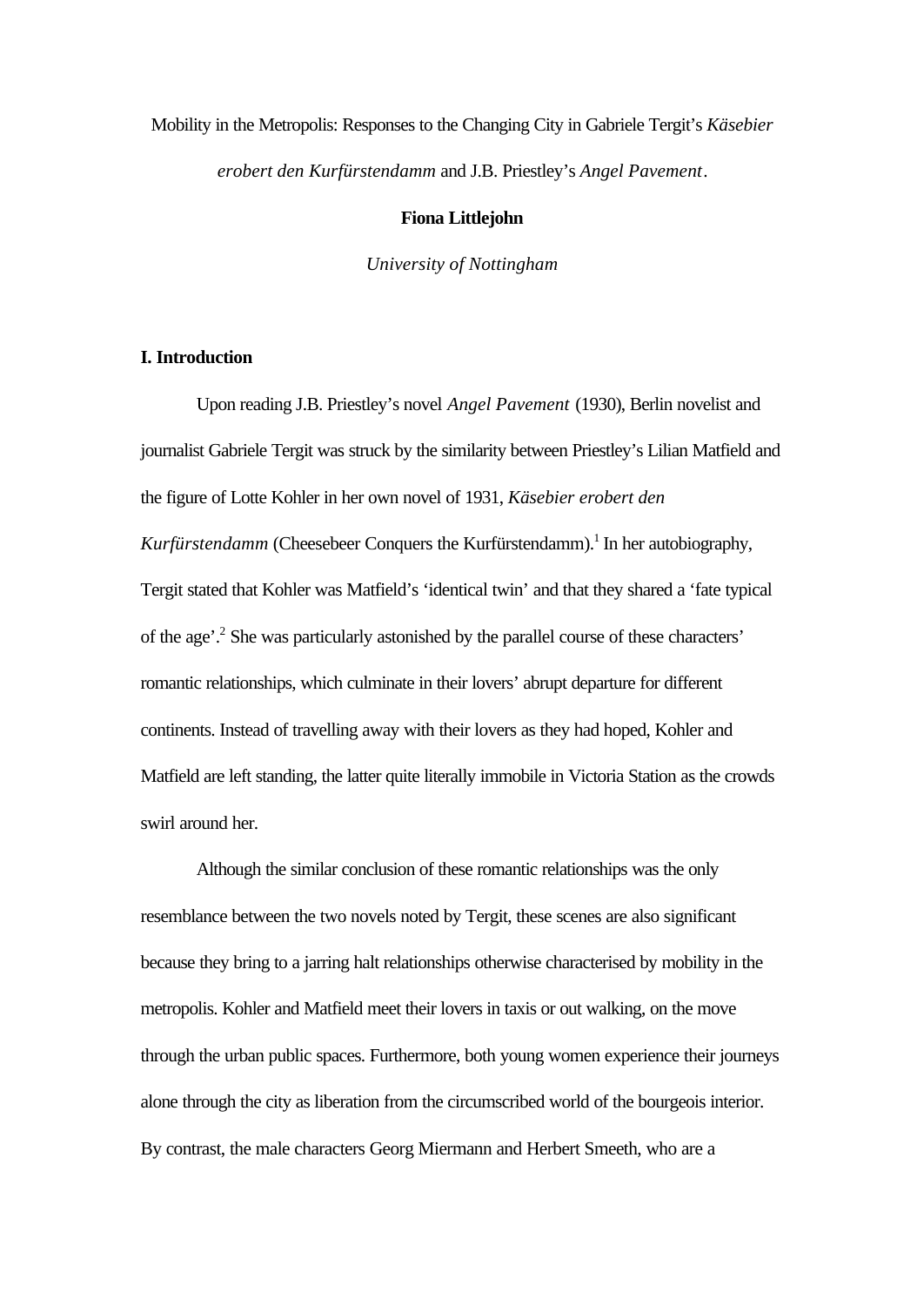# Mobility in the Metropolis: Responses to the Changing City in Gabriele Tergit's *Käsebier erobert den Kurfürstendamm* and J.B. Priestley's *Angel Pavement*.

**Fiona Littlejohn**

*University of Nottingham*

## I. Introduction

Upon reading J.B. Priestley's novel *Angel Pavement* (1930), Berlin novelist and journalist Gabriele Tergit was struck by the similarity between Priestley's Lilian Matfield and the figure of Lotte Kohler in her own novel of 1931, *Käsebier erobert den Kurfürstendamm* (Cheesebeer Conquers the Kurfürstendamm).[1] In her autobiography, Tergit stated that Kohler was Matfield's 'identical twin' and that they shared a 'fate typical of the age'.[2] She was particularly astonished by the parallel course of these characters' romantic relationships, which culminate in their lovers' abrupt departure for different continents. Instead of travelling away with their lovers as they had hoped, Kohler and Matfield are left standing, the latter quite literally immobile in Victoria Station as the crowds swirl around her.

Although the similar conclusion of these romantic relationships was the only resemblance between the two novels noted by Tergit, these scenes are also significant because they bring to a jarring halt relationships otherwise characterised by mobility in the metropolis. Kohler and Matfield meet their lovers in taxis or out walking, on the move through the urban public spaces. Furthermore, both young women experience their journeys alone through the city as liberation from the circumscribed world of the bourgeois interior. By contrast, the male characters Georg Miermann and Herbert Smeeth, who are a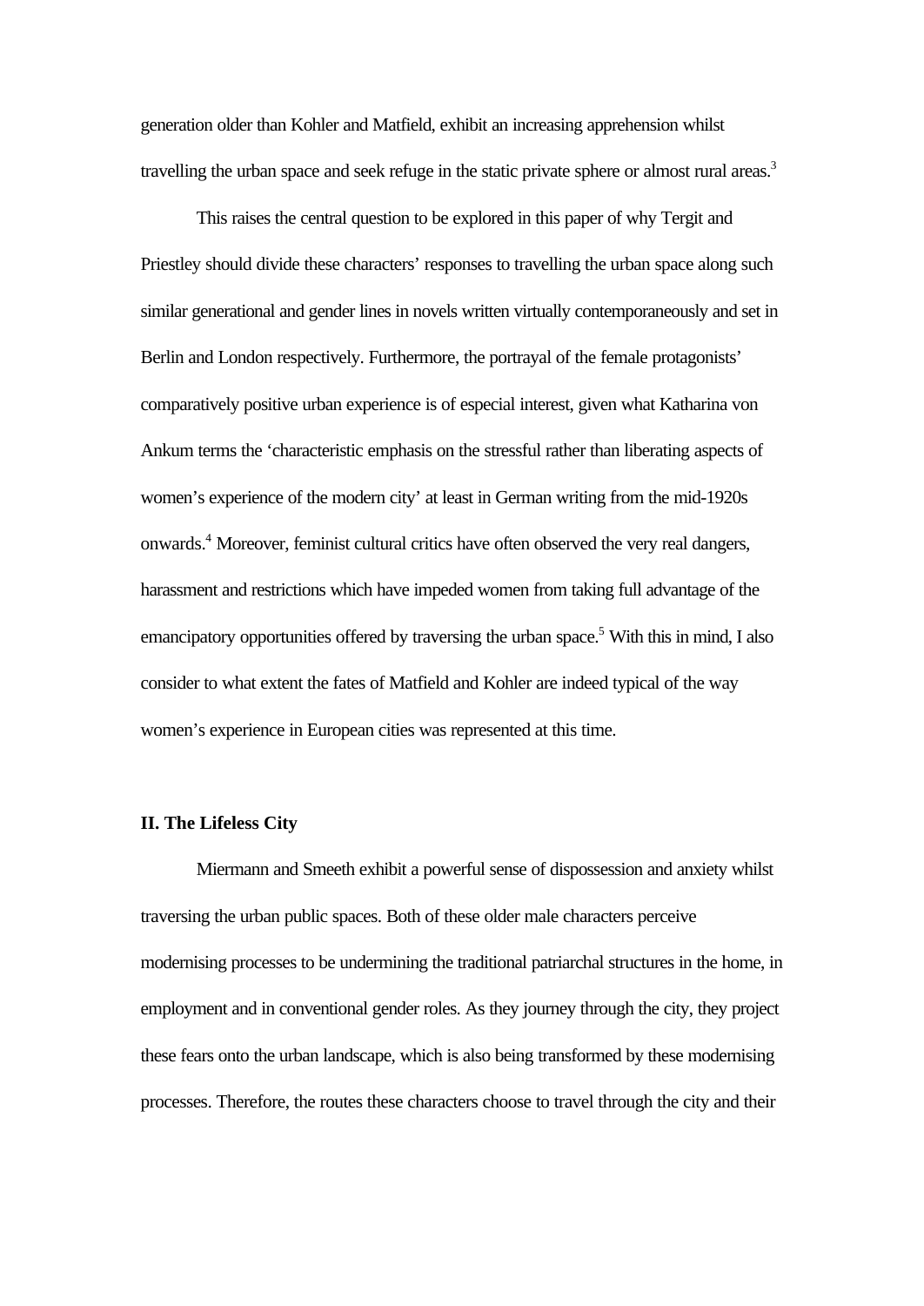generation older than Kohler and Matfield, exhibit an increasing apprehension whilst travelling the urban space and seek refuge in the static private sphere or almost rural areas.[3]

This raises the central question to be explored in this paper of why Tergit and Priestley should divide these characters' responses to travelling the urban space along such similar generational and gender lines in novels written virtually contemporaneously and set in Berlin and London respectively. Furthermore, the portrayal of the female protagonists' comparatively positive urban experience is of especial interest, given what Katharina von Ankum terms the 'characteristic emphasis on the stressful rather than liberating aspects of women's experience of the modern city' at least in German writing from the mid-1920s onwards.[4] Moreover, feminist cultural critics have often observed the very real dangers, harassment and restrictions which have impeded women from taking full advantage of the emancipatory opportunities offered by traversing the urban space.[5] With this in mind, I also consider to what extent the fates of Matfield and Kohler are indeed typical of the way women's experience in European cities was represented at this time.

## II. The Lifeless City

Miermann and Smeeth exhibit a powerful sense of dispossession and anxiety whilst traversing the urban public spaces. Both of these older male characters perceive modernising processes to be undermining the traditional patriarchal structures in the home, in employment and in conventional gender roles. As they journey through the city, they project these fears onto the urban landscape, which is also being transformed by these modernising processes. Therefore, the routes these characters choose to travel through the city and their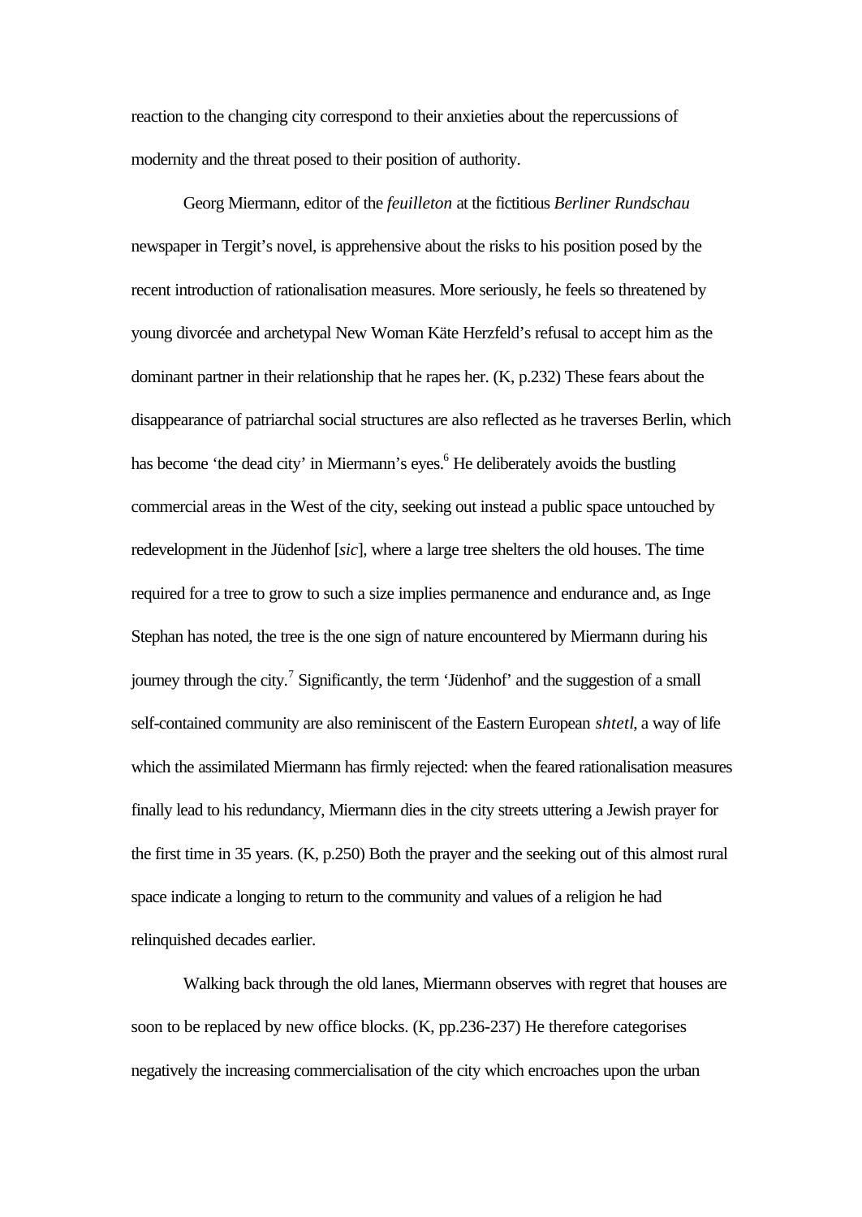reaction to the changing city correspond to their anxieties about the repercussions of modernity and the threat posed to their position of authority.

Georg Miermann, editor of the *feuilleton* at the fictitious *Berliner Rundschau* newspaper in Tergit's novel, is apprehensive about the risks to his position posed by the recent introduction of rationalisation measures. More seriously, he feels so threatened by young divorcée and archetypal New Woman Käte Herzfeld's refusal to accept him as the dominant partner in their relationship that he rapes her. (K, p.232) These fears about the disappearance of patriarchal social structures are also reflected as he traverses Berlin, which has become 'the dead city' in Miermann's eyes.[6] He deliberately avoids the bustling commercial areas in the West of the city, seeking out instead a public space untouched by redevelopment in the Jüdenhof [*sic*], where a large tree shelters the old houses. The time required for a tree to grow to such a size implies permanence and endurance and, as Inge Stephan has noted, the tree is the one sign of nature encountered by Miermann during his journey through the city.[7] Significantly, the term 'Jüdenhof' and the suggestion of a small self-contained community are also reminiscent of the Eastern European *shtetl*, a way of life which the assimilated Miermann has firmly rejected: when the feared rationalisation measures finally lead to his redundancy, Miermann dies in the city streets uttering a Jewish prayer for the first time in 35 years. (K, p.250) Both the prayer and the seeking out of this almost rural space indicate a longing to return to the community and values of a religion he had relinquished decades earlier.

Walking back through the old lanes, Miermann observes with regret that houses are soon to be replaced by new office blocks. (K, pp.236-237) He therefore categorises negatively the increasing commercialisation of the city which encroaches upon the urban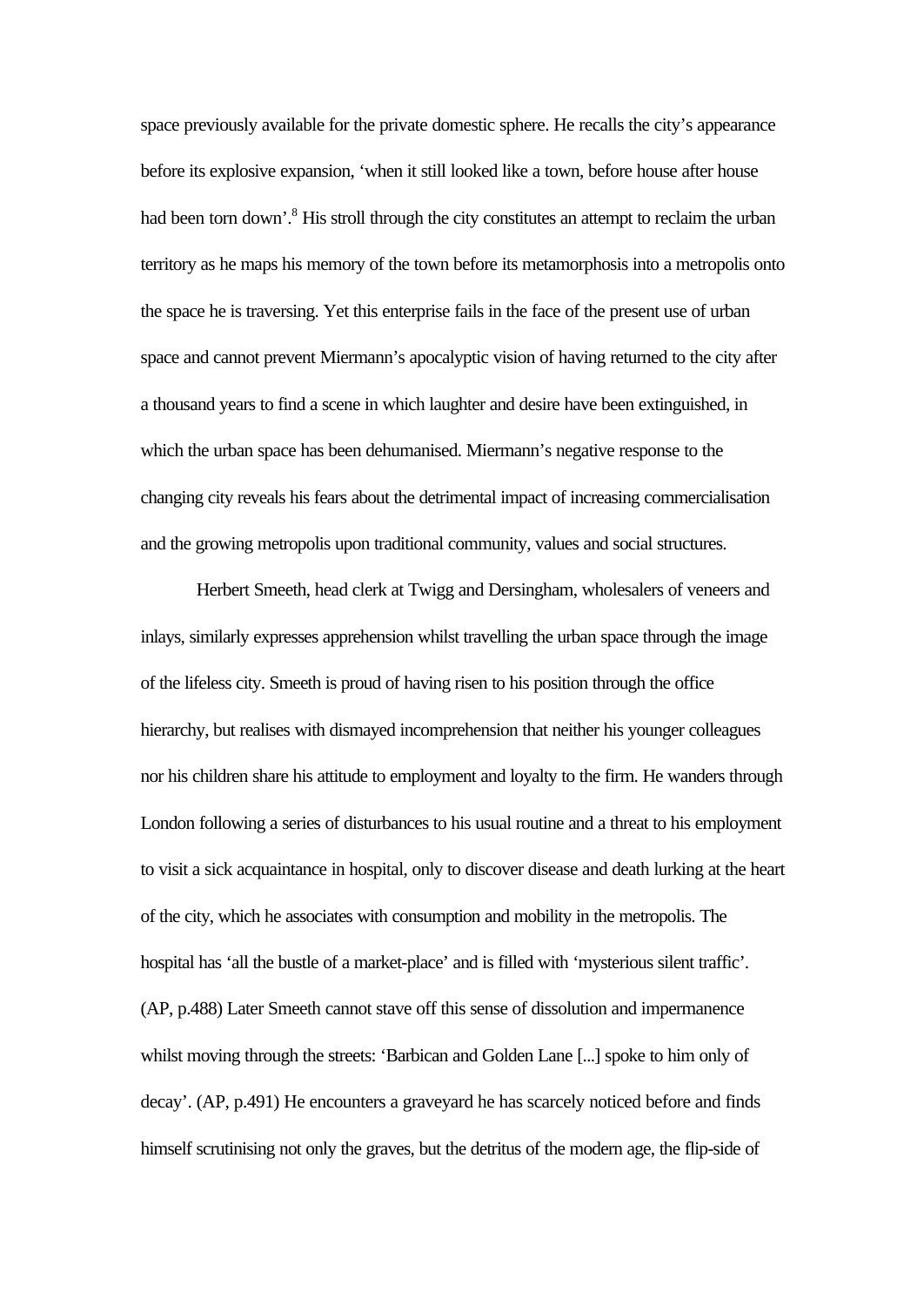space previously available for the private domestic sphere. He recalls the city's appearance before its explosive expansion, 'when it still looked like a town, before house after house had been torn down'.[8] His stroll through the city constitutes an attempt to reclaim the urban territory as he maps his memory of the town before its metamorphosis into a metropolis onto the space he is traversing. Yet this enterprise fails in the face of the present use of urban space and cannot prevent Miermann's apocalyptic vision of having returned to the city after a thousand years to find a scene in which laughter and desire have been extinguished, in which the urban space has been dehumanised. Miermann's negative response to the changing city reveals his fears about the detrimental impact of increasing commercialisation and the growing metropolis upon traditional community, values and social structures.

Herbert Smeeth, head clerk at Twigg and Dersingham, wholesalers of veneers and inlays, similarly expresses apprehension whilst travelling the urban space through the image of the lifeless city. Smeeth is proud of having risen to his position through the office hierarchy, but realises with dismayed incomprehension that neither his younger colleagues nor his children share his attitude to employment and loyalty to the firm. He wanders through London following a series of disturbances to his usual routine and a threat to his employment to visit a sick acquaintance in hospital, only to discover disease and death lurking at the heart of the city, which he associates with consumption and mobility in the metropolis. The hospital has 'all the bustle of a market-place' and is filled with 'mysterious silent traffic'. (AP, p.488) Later Smeeth cannot stave off this sense of dissolution and impermanence whilst moving through the streets: 'Barbican and Golden Lane [...] spoke to him only of decay'. (AP, p.491) He encounters a graveyard he has scarcely noticed before and finds himself scrutinising not only the graves, but the detritus of the modern age, the flip-side of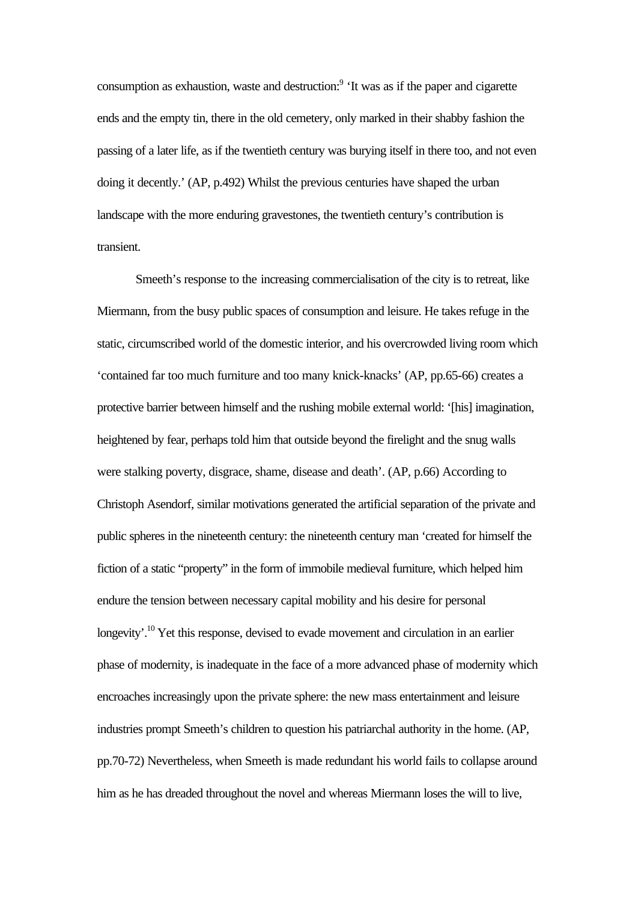consumption as exhaustion, waste and destruction:[9] 'It was as if the paper and cigarette ends and the empty tin, there in the old cemetery, only marked in their shabby fashion the passing of a later life, as if the twentieth century was burying itself in there too, and not even doing it decently.' (AP, p.492) Whilst the previous centuries have shaped the urban landscape with the more enduring gravestones, the twentieth century's contribution is transient.

Smeeth's response to the increasing commercialisation of the city is to retreat, like Miermann, from the busy public spaces of consumption and leisure. He takes refuge in the static, circumscribed world of the domestic interior, and his overcrowded living room which 'contained far too much furniture and too many knick-knacks' (AP, pp.65-66) creates a protective barrier between himself and the rushing mobile external world: '[his] imagination, heightened by fear, perhaps told him that outside beyond the firelight and the snug walls were stalking poverty, disgrace, shame, disease and death'. (AP, p.66) According to Christoph Asendorf, similar motivations generated the artificial separation of the private and public spheres in the nineteenth century: the nineteenth century man 'created for himself the fiction of a static "property" in the form of immobile medieval furniture, which helped him endure the tension between necessary capital mobility and his desire for personal longevity'.[10] Yet this response, devised to evade movement and circulation in an earlier phase of modernity, is inadequate in the face of a more advanced phase of modernity which encroaches increasingly upon the private sphere: the new mass entertainment and leisure industries prompt Smeeth's children to question his patriarchal authority in the home. (AP, pp.70-72) Nevertheless, when Smeeth is made redundant his world fails to collapse around him as he has dreaded throughout the novel and whereas Miermann loses the will to live,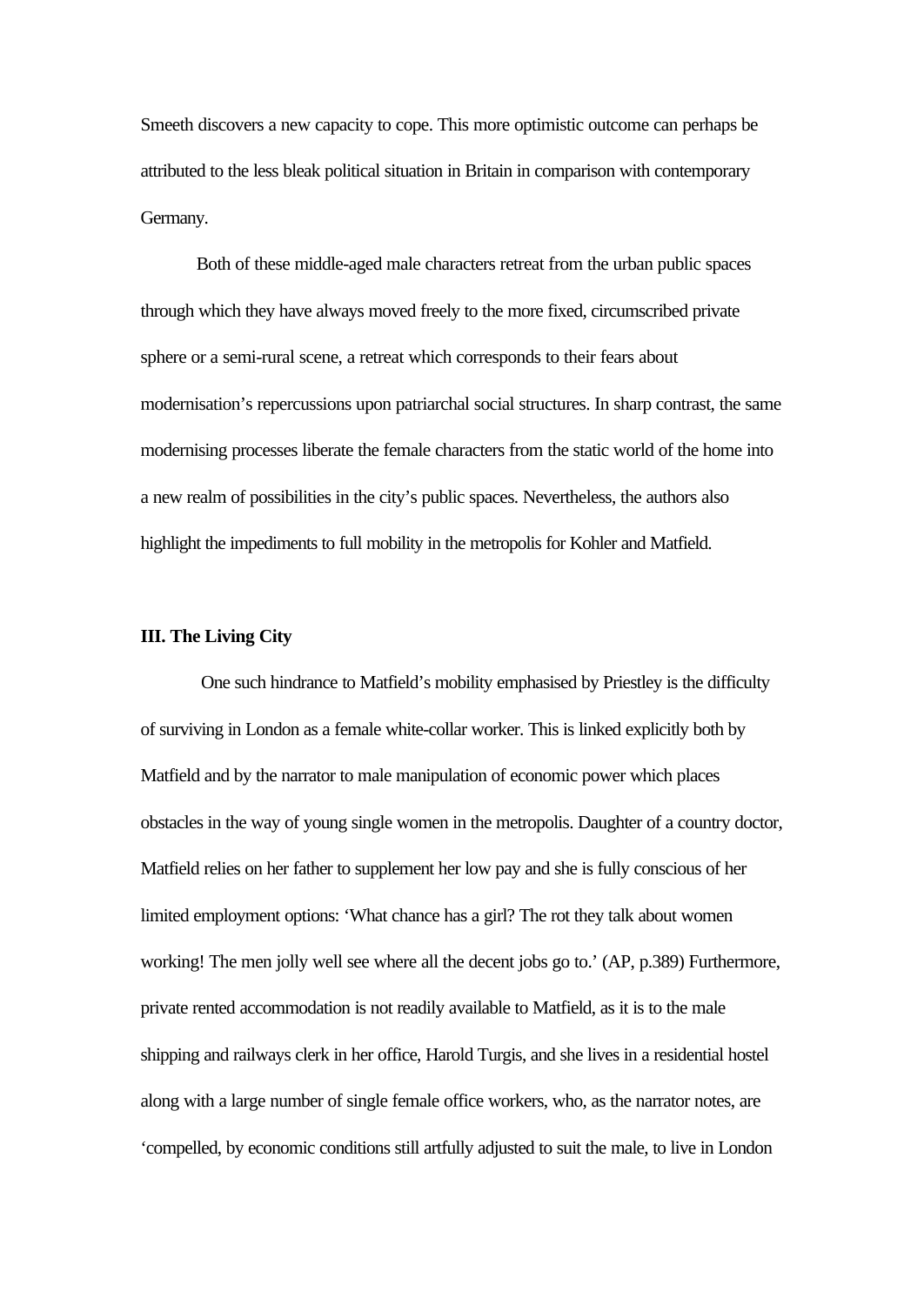Smeeth discovers a new capacity to cope. This more optimistic outcome can perhaps be attributed to the less bleak political situation in Britain in comparison with contemporary Germany.

Both of these middle-aged male characters retreat from the urban public spaces through which they have always moved freely to the more fixed, circumscribed private sphere or a semi-rural scene, a retreat which corresponds to their fears about modernisation's repercussions upon patriarchal social structures. In sharp contrast, the same modernising processes liberate the female characters from the static world of the home into a new realm of possibilities in the city's public spaces. Nevertheless, the authors also highlight the impediments to full mobility in the metropolis for Kohler and Matfield.

### III. The Living City

One such hindrance to Matfield's mobility emphasised by Priestley is the difficulty of surviving in London as a female white-collar worker. This is linked explicitly both by Matfield and by the narrator to male manipulation of economic power which places obstacles in the way of young single women in the metropolis. Daughter of a country doctor, Matfield relies on her father to supplement her low pay and she is fully conscious of her limited employment options: 'What chance has a girl? The rot they talk about women working! The men jolly well see where all the decent jobs go to.' (AP, p.389) Furthermore, private rented accommodation is not readily available to Matfield, as it is to the male shipping and railways clerk in her office, Harold Turgis, and she lives in a residential hostel along with a large number of single female office workers, who, as the narrator notes, are 'compelled, by economic conditions still artfully adjusted to suit the male, to live in London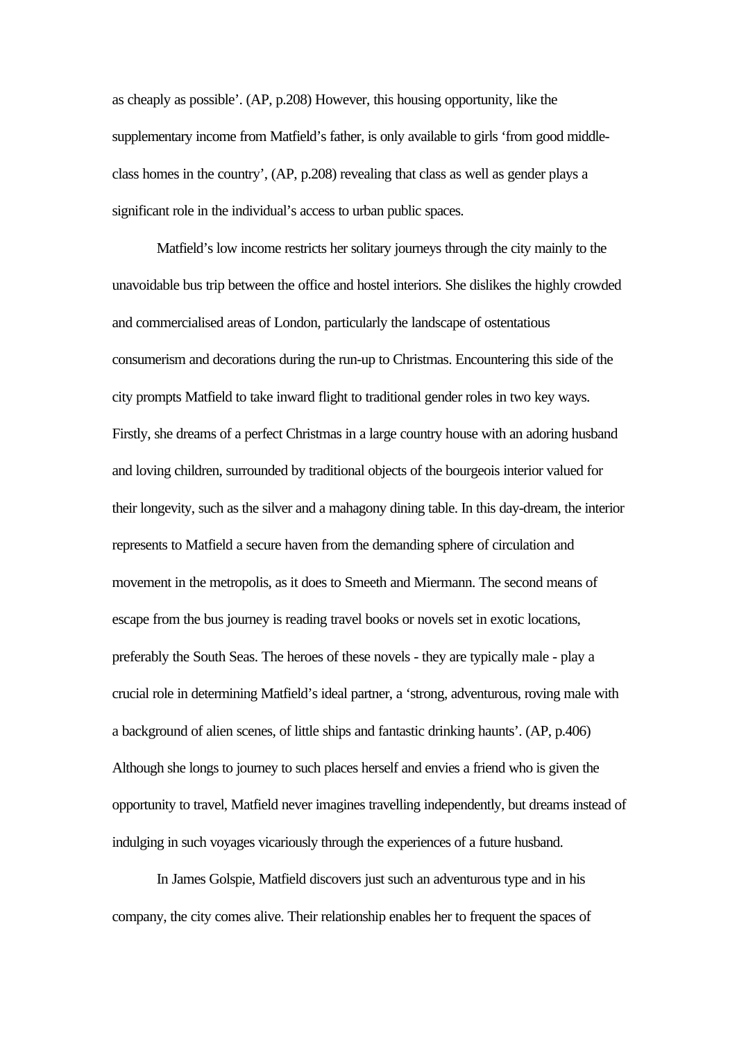as cheaply as possible'. (AP, p.208) However, this housing opportunity, like the supplementary income from Matfield's father, is only available to girls 'from good middle-class homes in the country', (AP, p.208) revealing that class as well as gender plays a significant role in the individual's access to urban public spaces.

Matfield's low income restricts her solitary journeys through the city mainly to the unavoidable bus trip between the office and hostel interiors. She dislikes the highly crowded and commercialised areas of London, particularly the landscape of ostentatious consumerism and decorations during the run-up to Christmas. Encountering this side of the city prompts Matfield to take inward flight to traditional gender roles in two key ways. Firstly, she dreams of a perfect Christmas in a large country house with an adoring husband and loving children, surrounded by traditional objects of the bourgeois interior valued for their longevity, such as the silver and a mahogany dining table. In this day-dream, the interior represents to Matfield a secure haven from the demanding sphere of circulation and movement in the metropolis, as it does to Smeeth and Miermann. The second means of escape from the bus journey is reading travel books or novels set in exotic locations, preferably the South Seas. The heroes of these novels - they are typically male - play a crucial role in determining Matfield's ideal partner, a 'strong, adventurous, roving male with a background of alien scenes, of little ships and fantastic drinking haunts'. (AP, p.406) Although she longs to journey to such places herself and envies a friend who is given the opportunity to travel, Matfield never imagines travelling independently, but dreams instead of indulging in such voyages vicariously through the experiences of a future husband.

In James Golspie, Matfield discovers just such an adventurous type and in his company, the city comes alive. Their relationship enables her to frequent the spaces of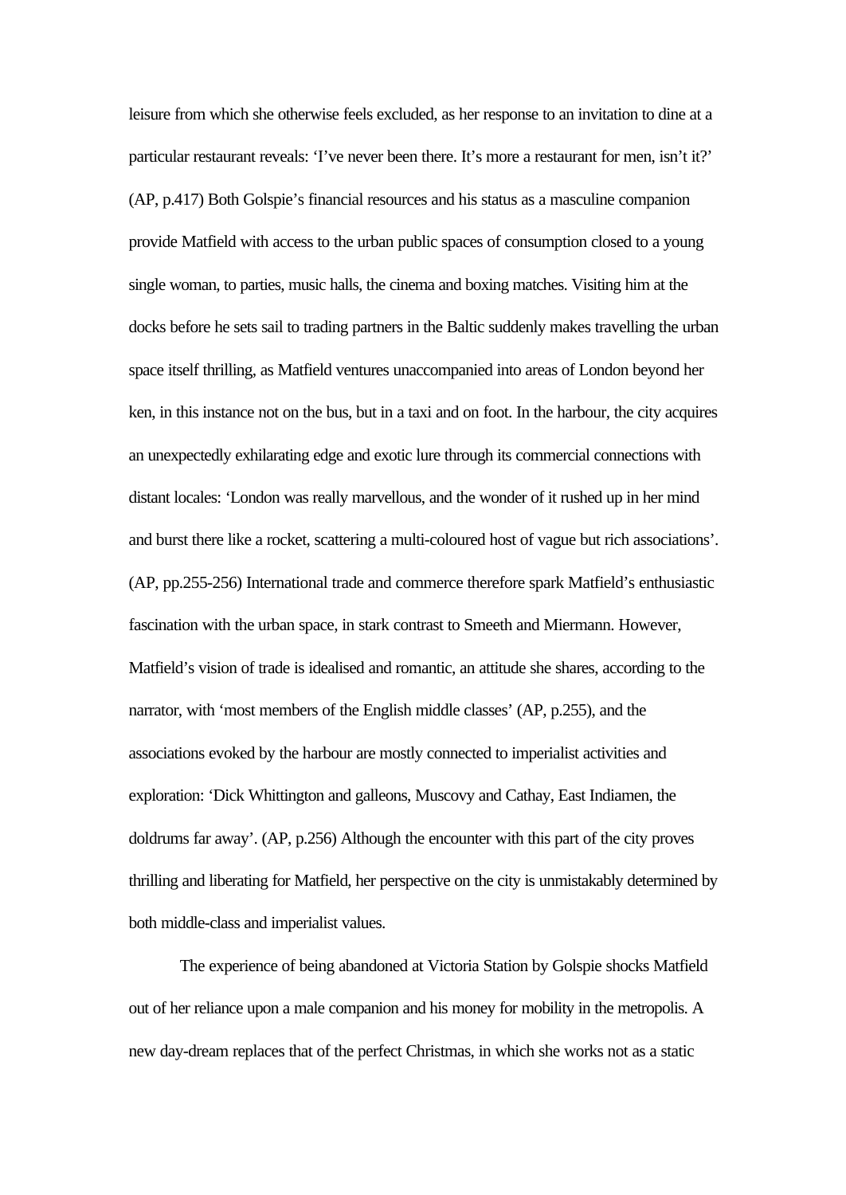leisure from which she otherwise feels excluded, as her response to an invitation to dine at a particular restaurant reveals: ‘I’ve never been there. It’s more a restaurant for men, isn’t it?’ (AP, p.417) Both Golspie’s financial resources and his status as a masculine companion provide Matfield with access to the urban public spaces of consumption closed to a young single woman, to parties, music halls, the cinema and boxing matches. Visiting him at the docks before he sets sail to trading partners in the Baltic suddenly makes travelling the urban space itself thrilling, as Matfield ventures unaccompanied into areas of London beyond her ken, in this instance not on the bus, but in a taxi and on foot. In the harbour, the city acquires an unexpectedly exhilarating edge and exotic lure through its commercial connections with distant locales: ‘London was really marvellous, and the wonder of it rushed up in her mind and burst there like a rocket, scattering a multi-coloured host of vague but rich associations’. (AP, pp.255-256) International trade and commerce therefore spark Matfield’s enthusiastic fascination with the urban space, in stark contrast to Smeeth and Miermann. However, Matfield’s vision of trade is idealised and romantic, an attitude she shares, according to the narrator, with ‘most members of the English middle classes’ (AP, p.255), and the associations evoked by the harbour are mostly connected to imperialist activities and exploration: ‘Dick Whittington and galleons, Muscovy and Cathay, East Indiamen, the doldrums far away’. (AP, p.256) Although the encounter with this part of the city proves thrilling and liberating for Matfield, her perspective on the city is unmistakably determined by both middle-class and imperialist values.

The experience of being abandoned at Victoria Station by Golspie shocks Matfield out of her reliance upon a male companion and his money for mobility in the metropolis. A new day-dream replaces that of the perfect Christmas, in which she works not as a static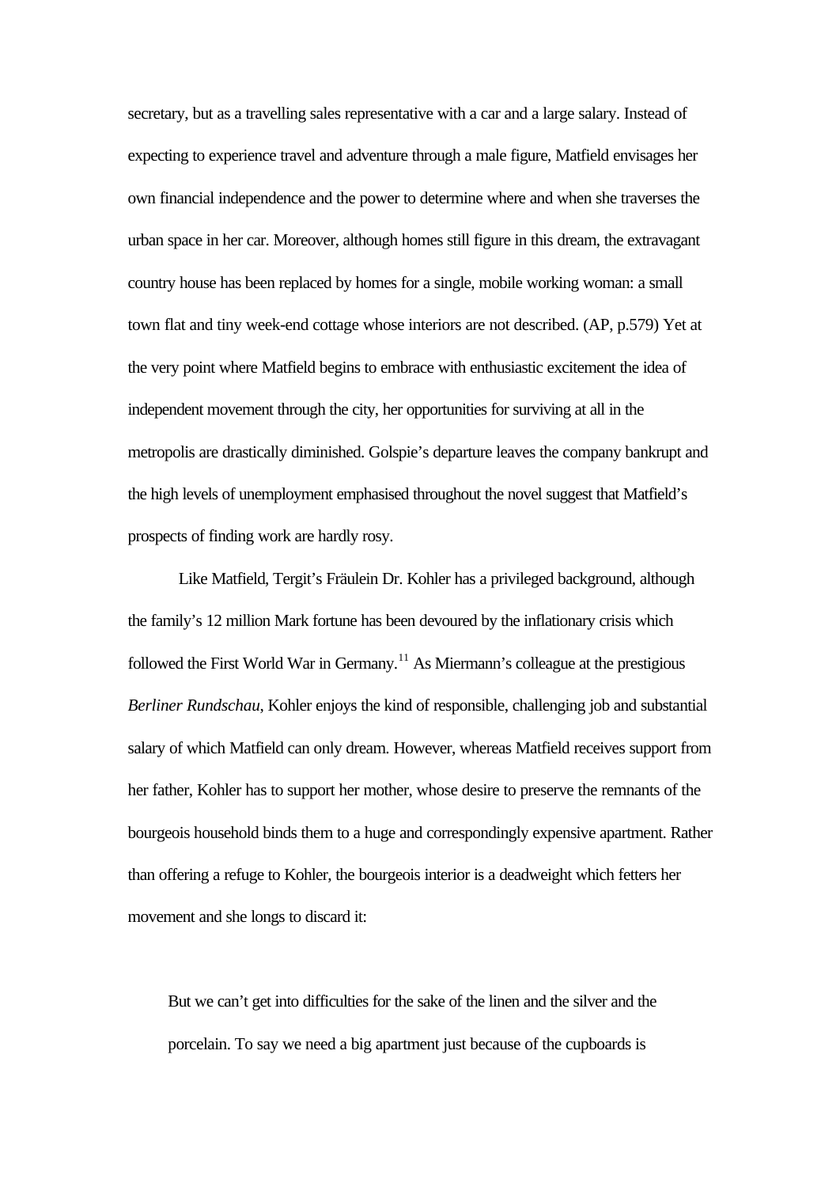secretary, but as a travelling sales representative with a car and a large salary. Instead of expecting to experience travel and adventure through a male figure, Matfield envisages her own financial independence and the power to determine where and when she traverses the urban space in her car. Moreover, although homes still figure in this dream, the extravagant country house has been replaced by homes for a single, mobile working woman: a small town flat and tiny week-end cottage whose interiors are not described. (AP, p.579) Yet at the very point where Matfield begins to embrace with enthusiastic excitement the idea of independent movement through the city, her opportunities for surviving at all in the metropolis are drastically diminished. Golspie's departure leaves the company bankrupt and the high levels of unemployment emphasised throughout the novel suggest that Matfield's prospects of finding work are hardly rosy.

Like Matfield, Tergit's Fräulein Dr. Kohler has a privileged background, although the family's 12 million Mark fortune has been devoured by the inflationary crisis which followed the First World War in Germany.[11] As Miermann's colleague at the prestigious *Berliner Rundschau*, Kohler enjoys the kind of responsible, challenging job and substantial salary of which Matfield can only dream. However, whereas Matfield receives support from her father, Kohler has to support her mother, whose desire to preserve the remnants of the bourgeois household binds them to a huge and correspondingly expensive apartment. Rather than offering a refuge to Kohler, the bourgeois interior is a deadweight which fetters her movement and she longs to discard it:

> But we can't get into difficulties for the sake of the linen and the silver and the porcelain. To say we need a big apartment just because of the cupboards is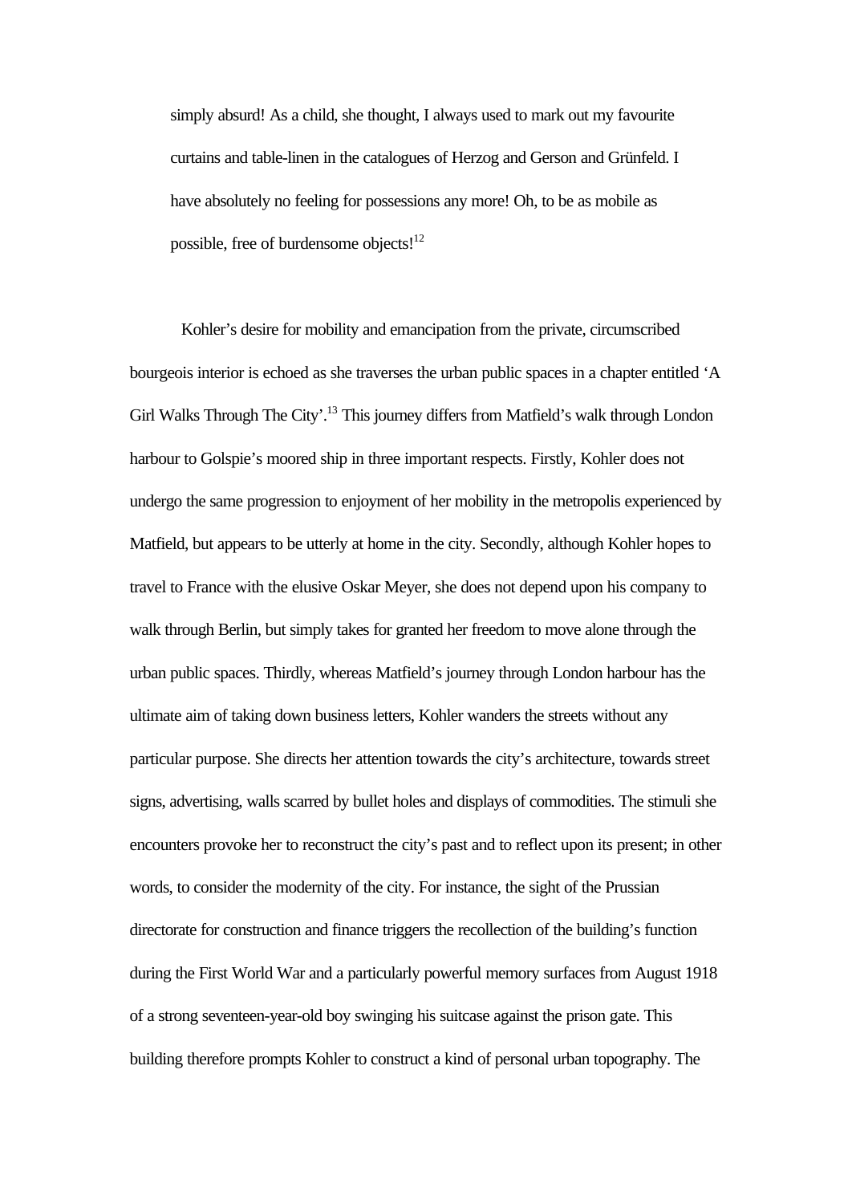> simply absurd! As a child, she thought, I always used to mark out my favourite curtains and table-linen in the catalogues of Herzog and Gerson and Grünfeld. I have absolutely no feeling for possessions any more! Oh, to be as mobile as possible, free of burdensome objects![12]

Kohler's desire for mobility and emancipation from the private, circumscribed bourgeois interior is echoed as she traverses the urban public spaces in a chapter entitled 'A Girl Walks Through The City'.[13] This journey differs from Matfield's walk through London harbour to Golspie's moored ship in three important respects. Firstly, Kohler does not undergo the same progression to enjoyment of her mobility in the metropolis experienced by Matfield, but appears to be utterly at home in the city. Secondly, although Kohler hopes to travel to France with the elusive Oskar Meyer, she does not depend upon his company to walk through Berlin, but simply takes for granted her freedom to move alone through the urban public spaces. Thirdly, whereas Matfield's journey through London harbour has the ultimate aim of taking down business letters, Kohler wanders the streets without any particular purpose. She directs her attention towards the city's architecture, towards street signs, advertising, walls scarred by bullet holes and displays of commodities. The stimuli she encounters provoke her to reconstruct the city's past and to reflect upon its present; in other words, to consider the modernity of the city. For instance, the sight of the Prussian directorate for construction and finance triggers the recollection of the building's function during the First World War and a particularly powerful memory surfaces from August 1918 of a strong seventeen-year-old boy swinging his suitcase against the prison gate. This building therefore prompts Kohler to construct a kind of personal urban topography. The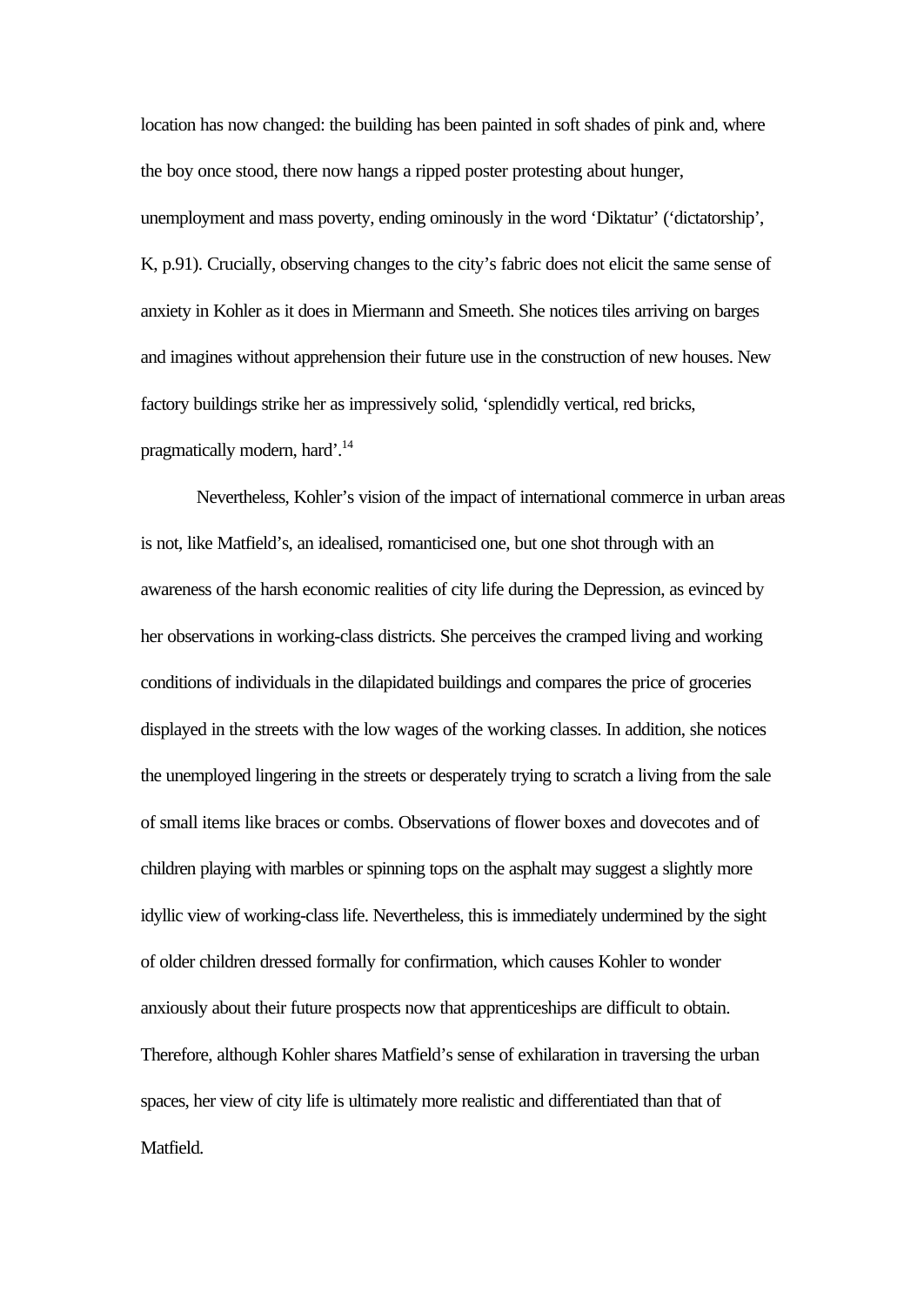location has now changed: the building has been painted in soft shades of pink and, where the boy once stood, there now hangs a ripped poster protesting about hunger, unemployment and mass poverty, ending ominously in the word 'Diktatur' ('dictatorship', K, p.91). Crucially, observing changes to the city's fabric does not elicit the same sense of anxiety in Kohler as it does in Miermann and Smeeth. She notices tiles arriving on barges and imagines without apprehension their future use in the construction of new houses. New factory buildings strike her as impressively solid, 'splendidly vertical, red bricks, pragmatically modern, hard'.[14]

Nevertheless, Kohler's vision of the impact of international commerce in urban areas is not, like Matfield's, an idealised, romanticised one, but one shot through with an awareness of the harsh economic realities of city life during the Depression, as evinced by her observations in working-class districts. She perceives the cramped living and working conditions of individuals in the dilapidated buildings and compares the price of groceries displayed in the streets with the low wages of the working classes. In addition, she notices the unemployed lingering in the streets or desperately trying to scratch a living from the sale of small items like braces or combs. Observations of flower boxes and dovecotes and of children playing with marbles or spinning tops on the asphalt may suggest a slightly more idyllic view of working-class life. Nevertheless, this is immediately undermined by the sight of older children dressed formally for confirmation, which causes Kohler to wonder anxiously about their future prospects now that apprenticeships are difficult to obtain. Therefore, although Kohler shares Matfield's sense of exhilaration in traversing the urban spaces, her view of city life is ultimately more realistic and differentiated than that of Matfield.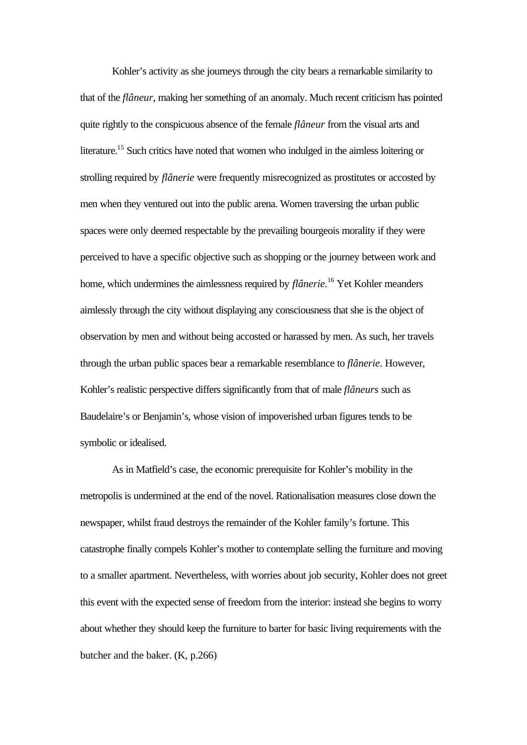Kohler's activity as she journeys through the city bears a remarkable similarity to that of the *flâneur*, making her something of an anomaly. Much recent criticism has pointed quite rightly to the conspicuous absence of the female *flâneur* from the visual arts and literature.[15] Such critics have noted that women who indulged in the aimless loitering or strolling required by *flânerie* were frequently misrecognized as prostitutes or accosted by men when they ventured out into the public arena. Women traversing the urban public spaces were only deemed respectable by the prevailing bourgeois morality if they were perceived to have a specific objective such as shopping or the journey between work and home, which undermines the aimlessness required by *flânerie*.[16] Yet Kohler meanders aimlessly through the city without displaying any consciousness that she is the object of observation by men and without being accosted or harassed by men. As such, her travels through the urban public spaces bear a remarkable resemblance to *flânerie*. However, Kohler's realistic perspective differs significantly from that of male *flâneurs* such as Baudelaire's or Benjamin's, whose vision of impoverished urban figures tends to be symbolic or idealised.

As in Matfield's case, the economic prerequisite for Kohler's mobility in the metropolis is undermined at the end of the novel. Rationalisation measures close down the newspaper, whilst fraud destroys the remainder of the Kohler family's fortune. This catastrophe finally compels Kohler's mother to contemplate selling the furniture and moving to a smaller apartment. Nevertheless, with worries about job security, Kohler does not greet this event with the expected sense of freedom from the interior: instead she begins to worry about whether they should keep the furniture to barter for basic living requirements with the butcher and the baker. (K, p.266)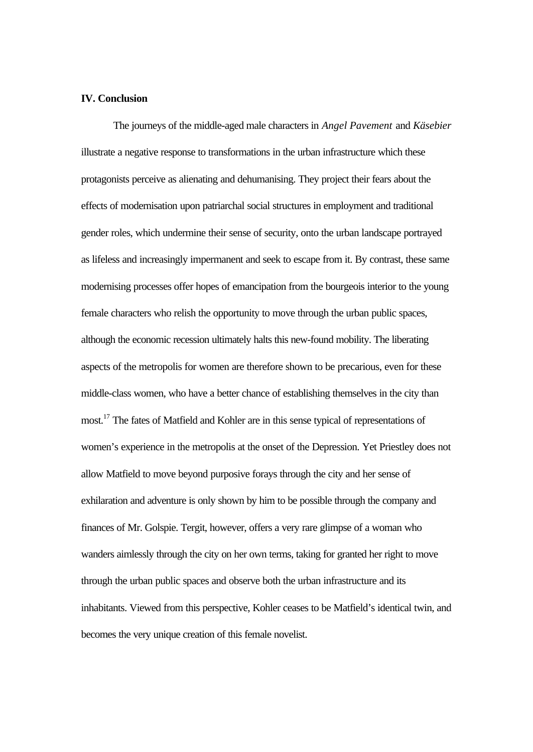## IV. Conclusion

The journeys of the middle-aged male characters in *Angel Pavement* and *Käsebier* illustrate a negative response to transformations in the urban infrastructure which these protagonists perceive as alienating and dehumanising. They project their fears about the effects of modernisation upon patriarchal social structures in employment and traditional gender roles, which undermine their sense of security, onto the urban landscape portrayed as lifeless and increasingly impermanent and seek to escape from it. By contrast, these same modernising processes offer hopes of emancipation from the bourgeois interior to the young female characters who relish the opportunity to move through the urban public spaces, although the economic recession ultimately halts this new-found mobility. The liberating aspects of the metropolis for women are therefore shown to be precarious, even for these middle-class women, who have a better chance of establishing themselves in the city than most.[17] The fates of Matfield and Kohler are in this sense typical of representations of women's experience in the metropolis at the onset of the Depression. Yet Priestley does not allow Matfield to move beyond purposive forays through the city and her sense of exhilaration and adventure is only shown by him to be possible through the company and finances of Mr. Golspie. Tergit, however, offers a very rare glimpse of a woman who wanders aimlessly through the city on her own terms, taking for granted her right to move through the urban public spaces and observe both the urban infrastructure and its inhabitants. Viewed from this perspective, Kohler ceases to be Matfield's identical twin, and becomes the very unique creation of this female novelist.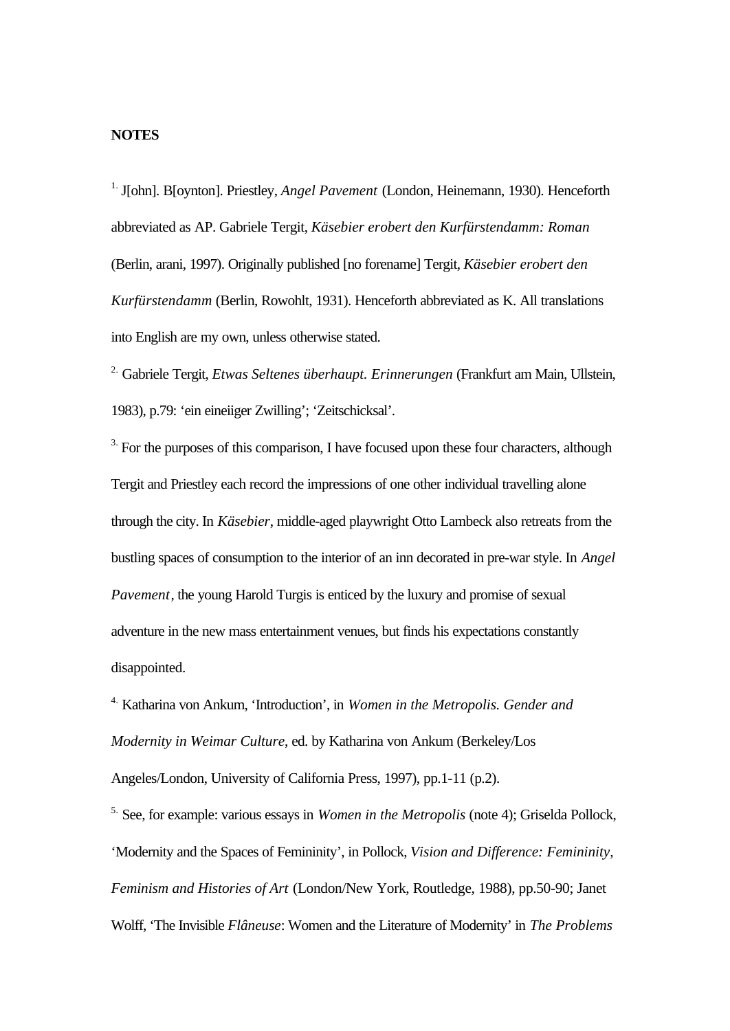**NOTES**

[1.] J[ohn]. B[oynton]. Priestley, *Angel Pavement* (London, Heinemann, 1930). Henceforth abbreviated as AP. Gabriele Tergit, *Käsebier erobert den Kurfürstendamm: Roman* (Berlin, arani, 1997). Originally published [no forename] Tergit, *Käsebier erobert den Kurfürstendamm* (Berlin, Rowohlt, 1931). Henceforth abbreviated as K. All translations into English are my own, unless otherwise stated.

[2.] Gabriele Tergit, *Etwas Seltenes überhaupt. Erinnerungen* (Frankfurt am Main, Ullstein, 1983), p.79: 'ein eineiiger Zwilling'; 'Zeitschicksal'.

[3.] For the purposes of this comparison, I have focused upon these four characters, although Tergit and Priestley each record the impressions of one other individual travelling alone through the city. In *Käsebier*, middle-aged playwright Otto Lambeck also retreats from the bustling spaces of consumption to the interior of an inn decorated in pre-war style. In *Angel Pavement*, the young Harold Turgis is enticed by the luxury and promise of sexual adventure in the new mass entertainment venues, but finds his expectations constantly disappointed.

[4.] Katharina von Ankum, 'Introduction', in *Women in the Metropolis. Gender and Modernity in Weimar Culture*, ed. by Katharina von Ankum (Berkeley/Los Angeles/London, University of California Press, 1997), pp.1-11 (p.2).

[5.] See, for example: various essays in *Women in the Metropolis* (note 4); Griselda Pollock, 'Modernity and the Spaces of Femininity', in Pollock, *Vision and Difference: Femininity, Feminism and Histories of Art* (London/New York, Routledge, 1988), pp.50-90; Janet Wolff, 'The Invisible *Flâneuse*: Women and the Literature of Modernity' in *The Problems*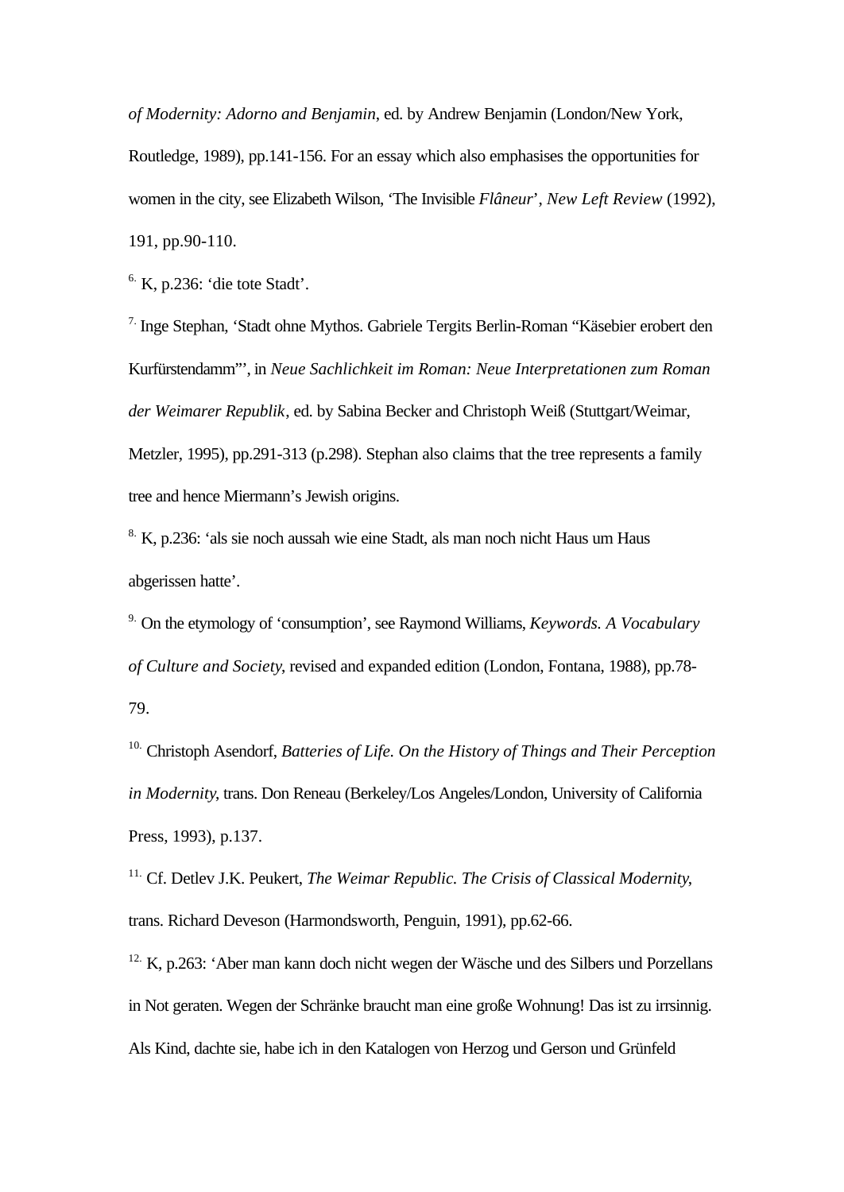*of Modernity: Adorno and Benjamin*, ed. by Andrew Benjamin (London/New York, Routledge, 1989), pp.141-156. For an essay which also emphasises the opportunities for women in the city, see Elizabeth Wilson, 'The Invisible *Flâneur*', *New Left Review* (1992), 191, pp.90-110.

[6.] K, p.236: 'die tote Stadt'.

[7.] Inge Stephan, 'Stadt ohne Mythos. Gabriele Tergits Berlin-Roman "Käsebier erobert den Kurfürstendamm"', in *Neue Sachlichkeit im Roman: Neue Interpretationen zum Roman der Weimarer Republik*, ed. by Sabina Becker and Christoph Weiß (Stuttgart/Weimar, Metzler, 1995), pp.291-313 (p.298). Stephan also claims that the tree represents a family tree and hence Miermann's Jewish origins.

[8.] K, p.236: 'als sie noch aussah wie eine Stadt, als man noch nicht Haus um Haus abgerissen hatte'.

[9.] On the etymology of 'consumption', see Raymond Williams, *Keywords. A Vocabulary of Culture and Society*, revised and expanded edition (London, Fontana, 1988), pp.78-79.

[10.] Christoph Asendorf, *Batteries of Life. On the History of Things and Their Perception in Modernity*, trans. Don Reneau (Berkeley/Los Angeles/London, University of California Press, 1993), p.137.

[11.] Cf. Detlev J.K. Peukert, *The Weimar Republic. The Crisis of Classical Modernity*, trans. Richard Deveson (Harmondsworth, Penguin, 1991), pp.62-66.

[12.] K, p.263: 'Aber man kann doch nicht wegen der Wäsche und des Silbers und Porzellans in Not geraten. Wegen der Schränke braucht man eine große Wohnung! Das ist zu irrsinnig. Als Kind, dachte sie, habe ich in den Katalogen von Herzog und Gerson und Grünfeld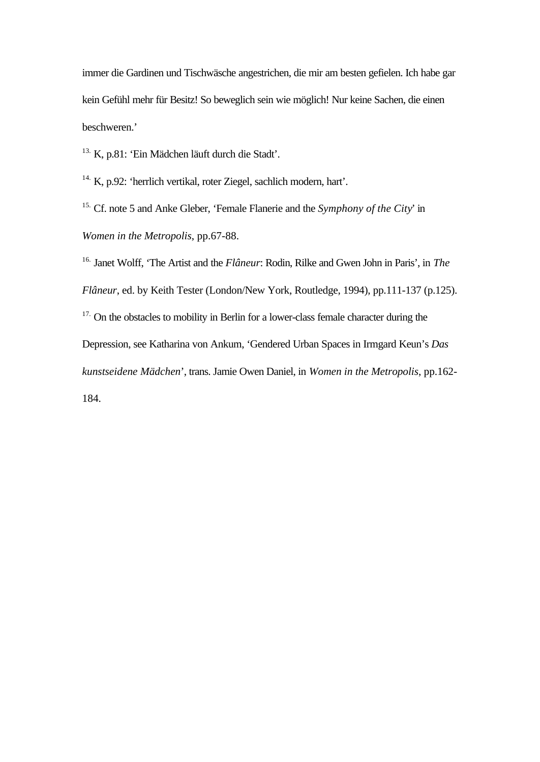immer die Gardinen und Tischwäsche angestrichen, die mir am besten gefielen. Ich habe gar kein Gefühl mehr für Besitz! So beweglich sein wie möglich! Nur keine Sachen, die einen beschweren.'

[13.] K, p.81: 'Ein Mädchen läuft durch die Stadt'.

[14.] K, p.92: 'herrlich vertikal, roter Ziegel, sachlich modern, hart'.

[15.] Cf. note 5 and Anke Gleber, 'Female Flanerie and the *Symphony of the City*' in *Women in the Metropolis*, pp.67-88.

[16.] Janet Wolff, 'The Artist and the *Flâneur*: Rodin, Rilke and Gwen John in Paris', in *The Flâneur*, ed. by Keith Tester (London/New York, Routledge, 1994), pp.111-137 (p.125).

[17.] On the obstacles to mobility in Berlin for a lower-class female character during the Depression, see Katharina von Ankum, 'Gendered Urban Spaces in Irmgard Keun's *Das kunstseidene Mädchen*', trans. Jamie Owen Daniel, in *Women in the Metropolis*, pp.162-184.